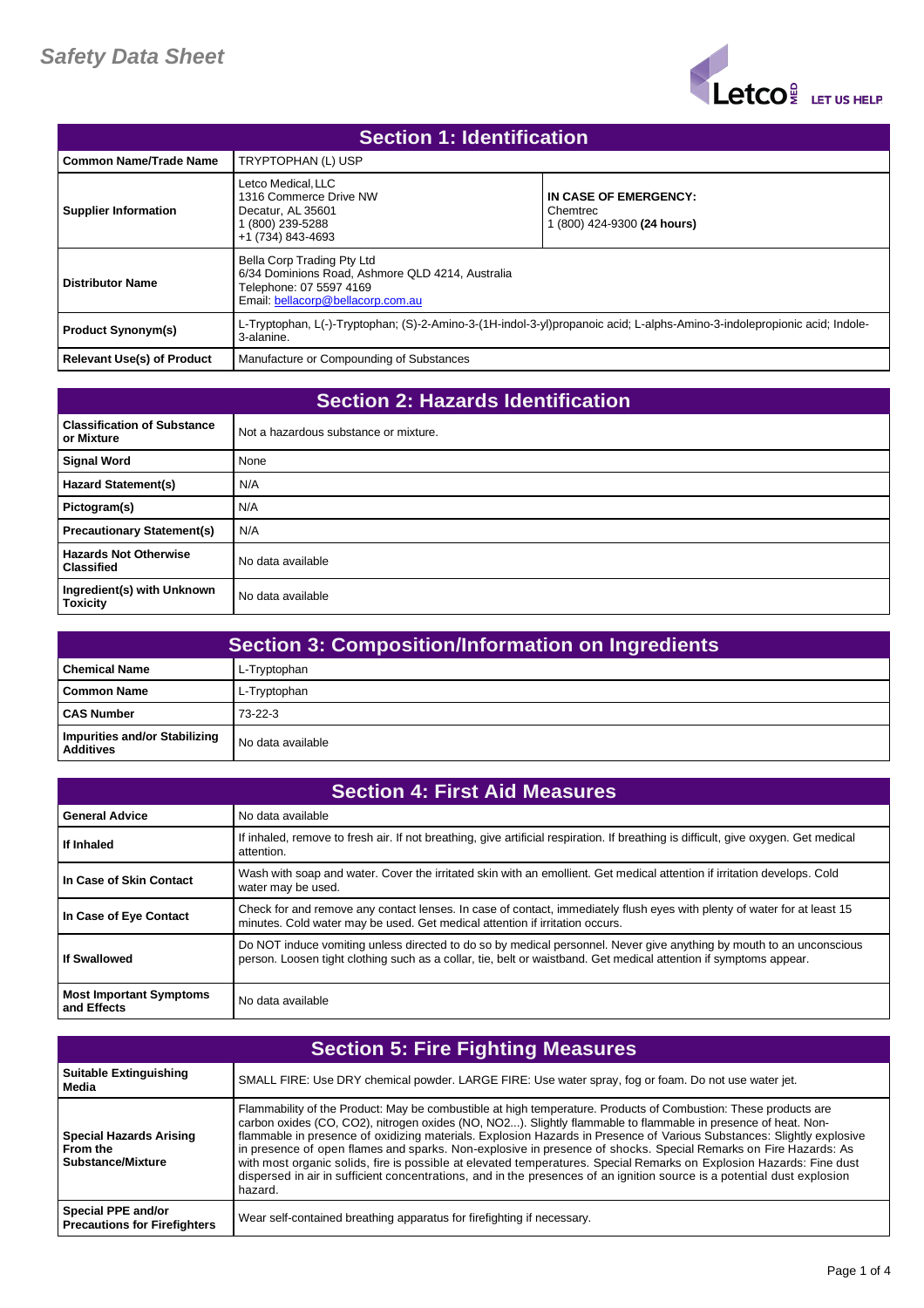# Safety Data Sheet

## Section 1: Identification

| | | |
|---|---|---|
| **Common Name/Trade Name** | TRYPTOPHAN (L) USP | |
| **Supplier Information** | Letco Medical, LLC<br>1316 Commerce Drive NW<br>Decatur, AL 35601<br>1 (800) 239-5288<br>+1 (734) 843-4693 | **IN CASE OF EMERGENCY:**<br>Chemtrec<br>1 (800) 424-9300 **(24 hours)** |
| **Distributor Name** | Bella Corp Trading Pty Ltd<br>6/34 Dominions Road, Ashmore QLD 4214, Australia<br>Telephone: 07 5597 4169<br>Email: bellacorp@bellacorp.com.au | |
| **Product Synonym(s)** | L-Tryptophan, L(-)-Tryptophan; (S)-2-Amino-3-(1H-indol-3-yl)propanoic acid; L-alphs-Amino-3-indolepropionic acid; Indole-3-alanine. | |
| **Relevant Use(s) of Product** | Manufacture or Compounding of Substances | |

## Section 2: Hazards Identification

| | |
|---|---|
| **Classification of Substance or Mixture** | Not a hazardous substance or mixture. |
| **Signal Word** | None |
| **Hazard Statement(s)** | N/A |
| **Pictogram(s)** | N/A |
| **Precautionary Statement(s)** | N/A |
| **Hazards Not Otherwise Classified** | No data available |
| **Ingredient(s) with Unknown Toxicity** | No data available |

## Section 3: Composition/Information on Ingredients

| | |
|---|---|
| **Chemical Name** | L-Tryptophan |
| **Common Name** | L-Tryptophan |
| **CAS Number** | 73-22-3 |
| **Impurities and/or Stabilizing Additives** | No data available |

## Section 4: First Aid Measures

| | |
|---|---|
| **General Advice** | No data available |
| **If Inhaled** | If inhaled, remove to fresh air. If not breathing, give artificial respiration. If breathing is difficult, give oxygen. Get medical attention. |
| **In Case of Skin Contact** | Wash with soap and water. Cover the irritated skin with an emollient. Get medical attention if irritation develops. Cold water may be used. |
| **In Case of Eye Contact** | Check for and remove any contact lenses. In case of contact, immediately flush eyes with plenty of water for at least 15 minutes. Cold water may be used. Get medical attention if irritation occurs. |
| **If Swallowed** | Do NOT induce vomiting unless directed to do so by medical personnel. Never give anything by mouth to an unconscious person. Loosen tight clothing such as a collar, tie, belt or waistband. Get medical attention if symptoms appear. |
| **Most Important Symptoms and Effects** | No data available |

## Section 5: Fire Fighting Measures

| | |
|---|---|
| **Suitable Extinguishing Media** | SMALL FIRE: Use DRY chemical powder. LARGE FIRE: Use water spray, fog or foam. Do not use water jet. |
| **Special Hazards Arising From the Substance/Mixture** | Flammability of the Product: May be combustible at high temperature. Products of Combustion: These products are carbon oxides (CO, CO2), nitrogen oxides (NO, NO2...). Slightly flammable to flammable in presence of heat. Non-flammable in presence of oxidizing materials. Explosion Hazards in Presence of Various Substances: Slightly explosive in presence of open flames and sparks. Non-explosive in presence of shocks. Special Remarks on Fire Hazards: As with most organic solids, fire is possible at elevated temperatures. Special Remarks on Explosion Hazards: Fine dust dispersed in air in sufficient concentrations, and in the presences of an ignition source is a potential dust explosion hazard. |
| **Special PPE and/or Precautions for Firefighters** | Wear self-contained breathing apparatus for firefighting if necessary. |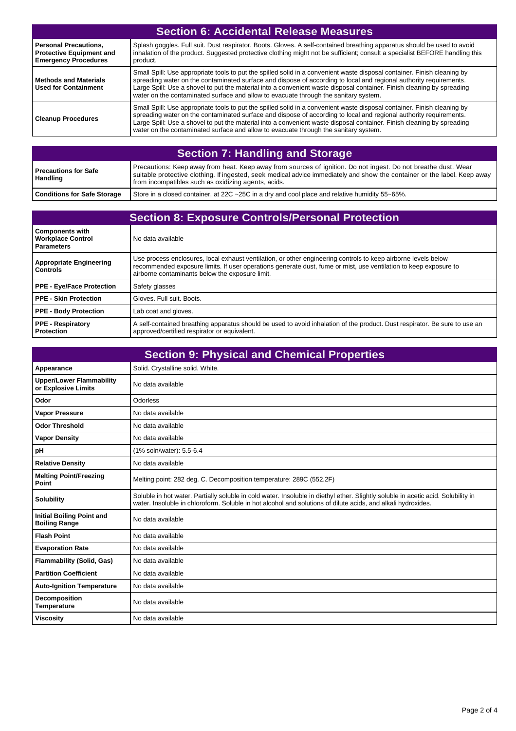## Section 6: Accidental Release Measures

| | |
|---|---|
| **Personal Precautions, Protective Equipment and Emergency Procedures** | Splash goggles. Full suit. Dust respirator. Boots. Gloves. A self-contained breathing apparatus should be used to avoid inhalation of the product. Suggested protective clothing might not be sufficient; consult a specialist BEFORE handling this product. |
| **Methods and Materials Used for Containment** | Small Spill: Use appropriate tools to put the spilled solid in a convenient waste disposal container. Finish cleaning by spreading water on the contaminated surface and dispose of according to local and regional authority requirements. Large Spill: Use a shovel to put the material into a convenient waste disposal container. Finish cleaning by spreading water on the contaminated surface and allow to evacuate through the sanitary system. |
| **Cleanup Procedures** | Small Spill: Use appropriate tools to put the spilled solid in a convenient waste disposal container. Finish cleaning by spreading water on the contaminated surface and dispose of according to local and regional authority requirements. Large Spill: Use a shovel to put the material into a convenient waste disposal container. Finish cleaning by spreading water on the contaminated surface and allow to evacuate through the sanitary system. |

## Section 7: Handling and Storage

| | |
|---|---|
| **Precautions for Safe Handling** | Precautions: Keep away from heat. Keep away from sources of ignition. Do not ingest. Do not breathe dust. Wear suitable protective clothing. If ingested, seek medical advice immediately and show the container or the label. Keep away from incompatibles such as oxidizing agents, acids. |
| **Conditions for Safe Storage** | Store in a closed container, at 22C ~25C in a dry and cool place and relative humidity 55~65%. |

## Section 8: Exposure Controls/Personal Protection

| | |
|---|---|
| **Components with Workplace Control Parameters** | No data available |
| **Appropriate Engineering Controls** | Use process enclosures, local exhaust ventilation, or other engineering controls to keep airborne levels below recommended exposure limits. If user operations generate dust, fume or mist, use ventilation to keep exposure to airborne contaminants below the exposure limit. |
| **PPE - Eye/Face Protection** | Safety glasses |
| **PPE - Skin Protection** | Gloves. Full suit. Boots. |
| **PPE - Body Protection** | Lab coat and gloves. |
| **PPE - Respiratory Protection** | A self-contained breathing apparatus should be used to avoid inhalation of the product. Dust respirator. Be sure to use an approved/certified respirator or equivalent. |

## Section 9: Physical and Chemical Properties

| | |
|---|---|
| **Appearance** | Solid. Crystalline solid. White. |
| **Upper/Lower Flammability or Explosive Limits** | No data available |
| **Odor** | Odorless |
| **Vapor Pressure** | No data available |
| **Odor Threshold** | No data available |
| **Vapor Density** | No data available |
| **pH** | (1% soln/water): 5.5-6.4 |
| **Relative Density** | No data available |
| **Melting Point/Freezing Point** | Melting point: 282 deg. C. Decomposition temperature: 289C (552.2F) |
| **Solubility** | Soluble in hot water. Partially soluble in cold water. Insoluble in diethyl ether. Slightly soluble in acetic acid. Solubility in water. Insoluble in chloroform. Soluble in hot alcohol and solutions of dilute acids, and alkali hydroxides. |
| **Initial Boiling Point and Boiling Range** | No data available |
| **Flash Point** | No data available |
| **Evaporation Rate** | No data available |
| **Flammability (Solid, Gas)** | No data available |
| **Partition Coefficient** | No data available |
| **Auto-Ignition Temperature** | No data available |
| **Decomposition Temperature** | No data available |
| **Viscosity** | No data available |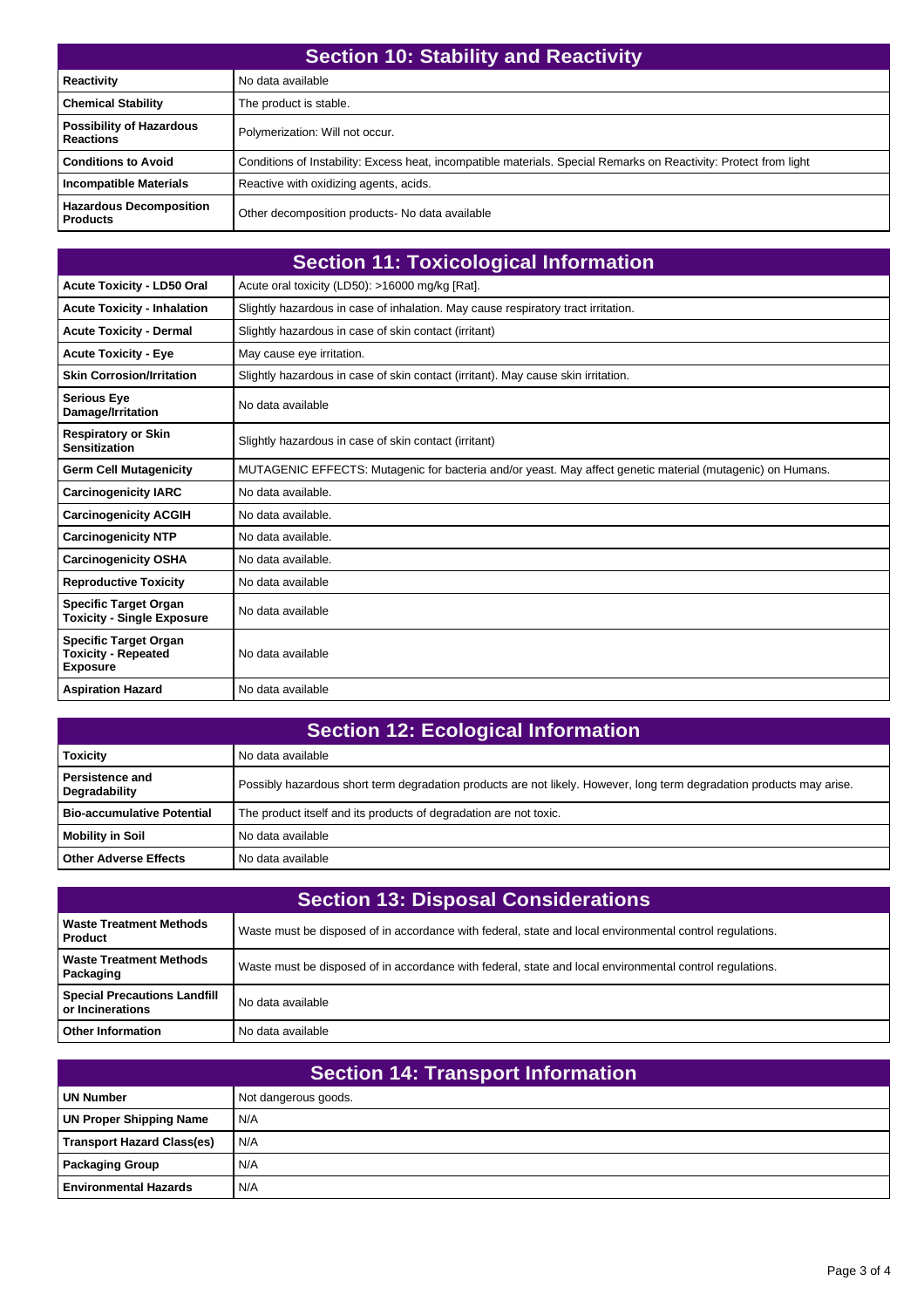## Section 10: Stability and Reactivity

| | |
|---|---|
| **Reactivity** | No data available |
| **Chemical Stability** | The product is stable. |
| **Possibility of Hazardous Reactions** | Polymerization: Will not occur. |
| **Conditions to Avoid** | Conditions of Instability: Excess heat, incompatible materials. Special Remarks on Reactivity: Protect from light |
| **Incompatible Materials** | Reactive with oxidizing agents, acids. |
| **Hazardous Decomposition Products** | Other decomposition products- No data available |

## Section 11: Toxicological Information

| | |
|---|---|
| **Acute Toxicity - LD50 Oral** | Acute oral toxicity (LD50): >16000 mg/kg [Rat]. |
| **Acute Toxicity - Inhalation** | Slightly hazardous in case of inhalation. May cause respiratory tract irritation. |
| **Acute Toxicity - Dermal** | Slightly hazardous in case of skin contact (irritant) |
| **Acute Toxicity - Eye** | May cause eye irritation. |
| **Skin Corrosion/Irritation** | Slightly hazardous in case of skin contact (irritant). May cause skin irritation. |
| **Serious Eye Damage/Irritation** | No data available |
| **Respiratory or Skin Sensitization** | Slightly hazardous in case of skin contact (irritant) |
| **Germ Cell Mutagenicity** | MUTAGENIC EFFECTS: Mutagenic for bacteria and/or yeast. May affect genetic material (mutagenic) on Humans. |
| **Carcinogenicity IARC** | No data available. |
| **Carcinogenicity ACGIH** | No data available. |
| **Carcinogenicity NTP** | No data available. |
| **Carcinogenicity OSHA** | No data available. |
| **Reproductive Toxicity** | No data available |
| **Specific Target Organ Toxicity - Single Exposure** | No data available |
| **Specific Target Organ Toxicity - Repeated Exposure** | No data available |
| **Aspiration Hazard** | No data available |

## Section 12: Ecological Information

| | |
|---|---|
| **Toxicity** | No data available |
| **Persistence and Degradability** | Possibly hazardous short term degradation products are not likely. However, long term degradation products may arise. |
| **Bio-accumulative Potential** | The product itself and its products of degradation are not toxic. |
| **Mobility in Soil** | No data available |
| **Other Adverse Effects** | No data available |

## Section 13: Disposal Considerations

| | |
|---|---|
| **Waste Treatment Methods Product** | Waste must be disposed of in accordance with federal, state and local environmental control regulations. |
| **Waste Treatment Methods Packaging** | Waste must be disposed of in accordance with federal, state and local environmental control regulations. |
| **Special Precautions Landfill or Incinerations** | No data available |
| **Other Information** | No data available |

## Section 14: Transport Information

| | |
|---|---|
| **UN Number** | Not dangerous goods. |
| **UN Proper Shipping Name** | N/A |
| **Transport Hazard Class(es)** | N/A |
| **Packaging Group** | N/A |
| **Environmental Hazards** | N/A |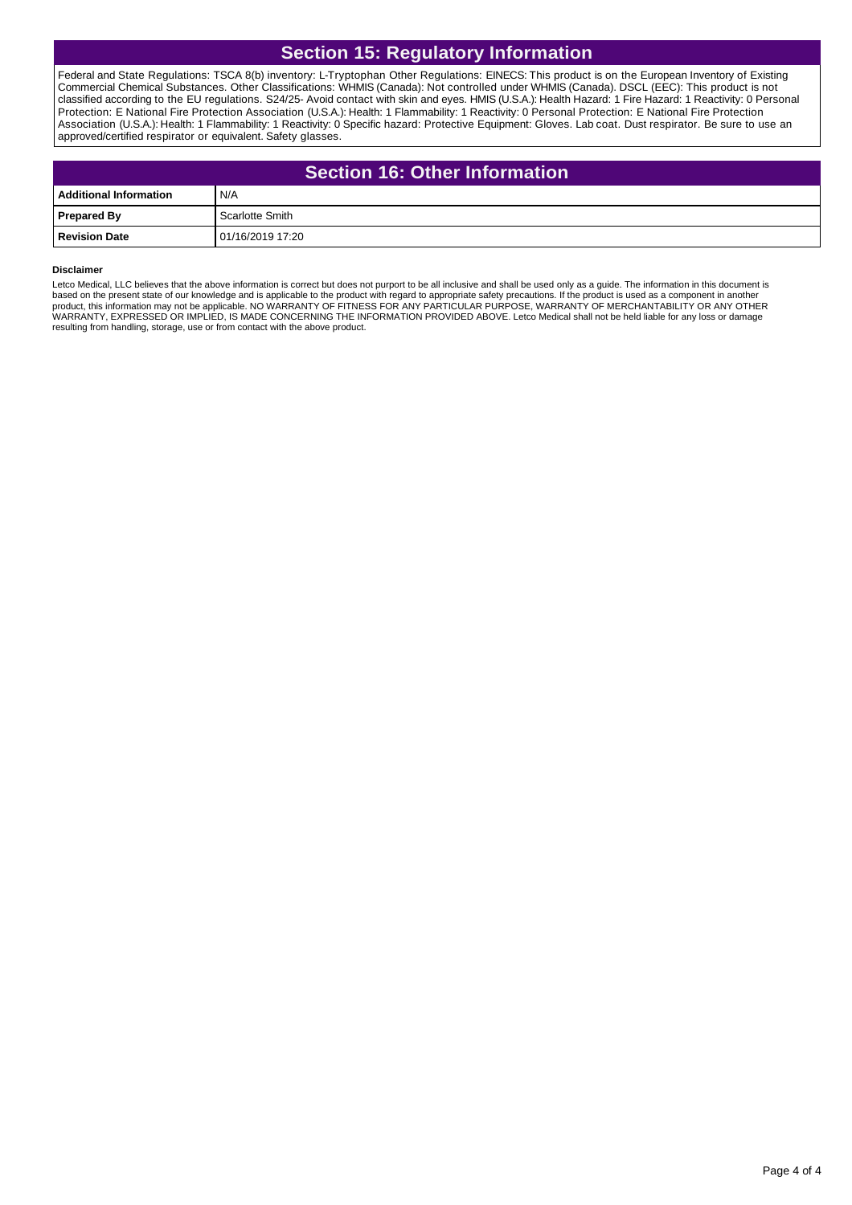## Section 15: Regulatory Information

Federal and State Regulations: TSCA 8(b) inventory: L-Tryptophan Other Regulations: EINECS: This product is on the European Inventory of Existing Commercial Chemical Substances. Other Classifications: WHMIS (Canada): Not controlled under WHMIS (Canada). DSCL (EEC): This product is not classified according to the EU regulations. S24/25- Avoid contact with skin and eyes. HMIS (U.S.A.): Health Hazard: 1 Fire Hazard: 1 Reactivity: 0 Personal Protection: E National Fire Protection Association (U.S.A.): Health: 1 Flammability: 1 Reactivity: 0 Personal Protection: E National Fire Protection Association (U.S.A.): Health: 1 Flammability: 1 Reactivity: 0 Specific hazard: Protective Equipment: Gloves. Lab coat. Dust respirator. Be sure to use an approved/certified respirator or equivalent. Safety glasses.

## Section 16: Other Information

| | |
|---|---|
| **Additional Information** | N/A |
| **Prepared By** | Scarlotte Smith |
| **Revision Date** | 01/16/2019 17:20 |

**Disclaimer**

Letco Medical, LLC believes that the above information is correct but does not purport to be all inclusive and shall be used only as a guide. The information in this document is based on the present state of our knowledge and is applicable to the product with regard to appropriate safety precautions. If the product is used as a component in another product, this information may not be applicable. NO WARRANTY OF FITNESS FOR ANY PARTICULAR PURPOSE, WARRANTY OF MERCHANTABILITY OR ANY OTHER WARRANTY, EXPRESSED OR IMPLIED, IS MADE CONCERNING THE INFORMATION PROVIDED ABOVE. Letco Medical shall not be held liable for any loss or damage resulting from handling, storage, use or from contact with the above product.